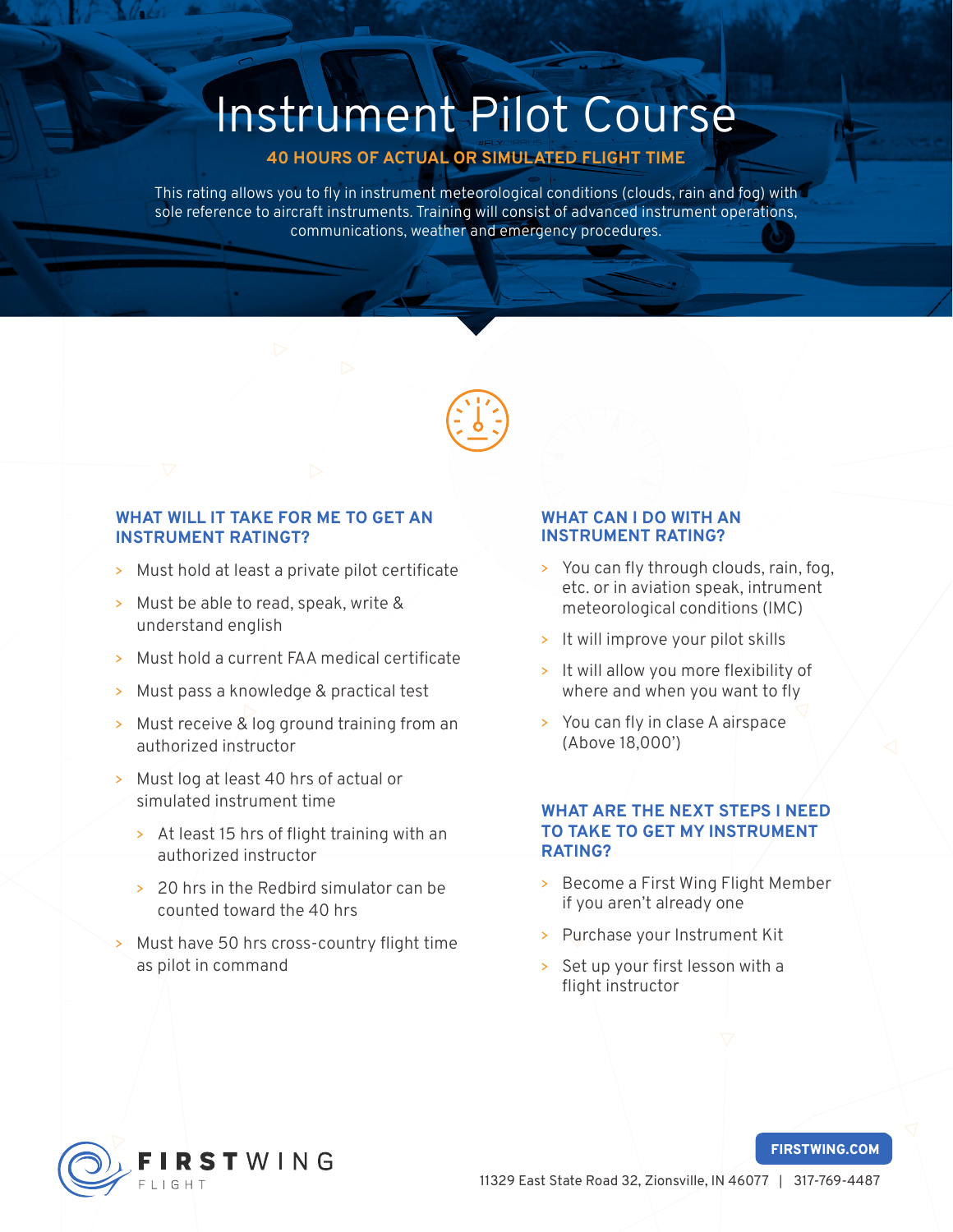# Instrument Pilot Course

**40 HOURS OF ACTUAL OR SIMULATED FLIGHT TIME**

This rating allows you to fly in instrument meteorological conditions (clouds, rain and fog) with sole reference to aircraft instruments. Training will consist of advanced instrument operations, communications, weather and emergency procedures.

## WHAT WILL IT TAKE FOR ME TO GET AN INSTRUMENT RATINGT?

- Must hold at least a private pilot certificate
- Must be able to read, speak, write & understand english
- Must hold a current FAA medical certificate
- Must pass a knowledge & practical test
- Must receive & log ground training from an authorized instructor
- Must log at least 40 hrs of actual or simulated instrument time
  - At least 15 hrs of flight training with an authorized instructor
  - 20 hrs in the Redbird simulator can be counted toward the 40 hrs
- Must have 50 hrs cross-country flight time as pilot in command

## WHAT CAN I DO WITH AN INSTRUMENT RATING?

- You can fly through clouds, rain, fog, etc. or in aviation speak, intrument meteorological conditions (IMC)
- It will improve your pilot skills
- It will allow you more flexibility of where and when you want to fly
- You can fly in clase A airspace (Above 18,000')

## WHAT ARE THE NEXT STEPS I NEED TO TAKE TO GET MY INSTRUMENT RATING?

- Become a First Wing Flight Member if you aren't already one
- Purchase your Instrument Kit
- Set up your first lesson with a flight instructor

FIRSTWING FLIGHT

FIRSTWING.COM

11329 East State Road 32, Zionsville, IN 46077 | 317-769-4487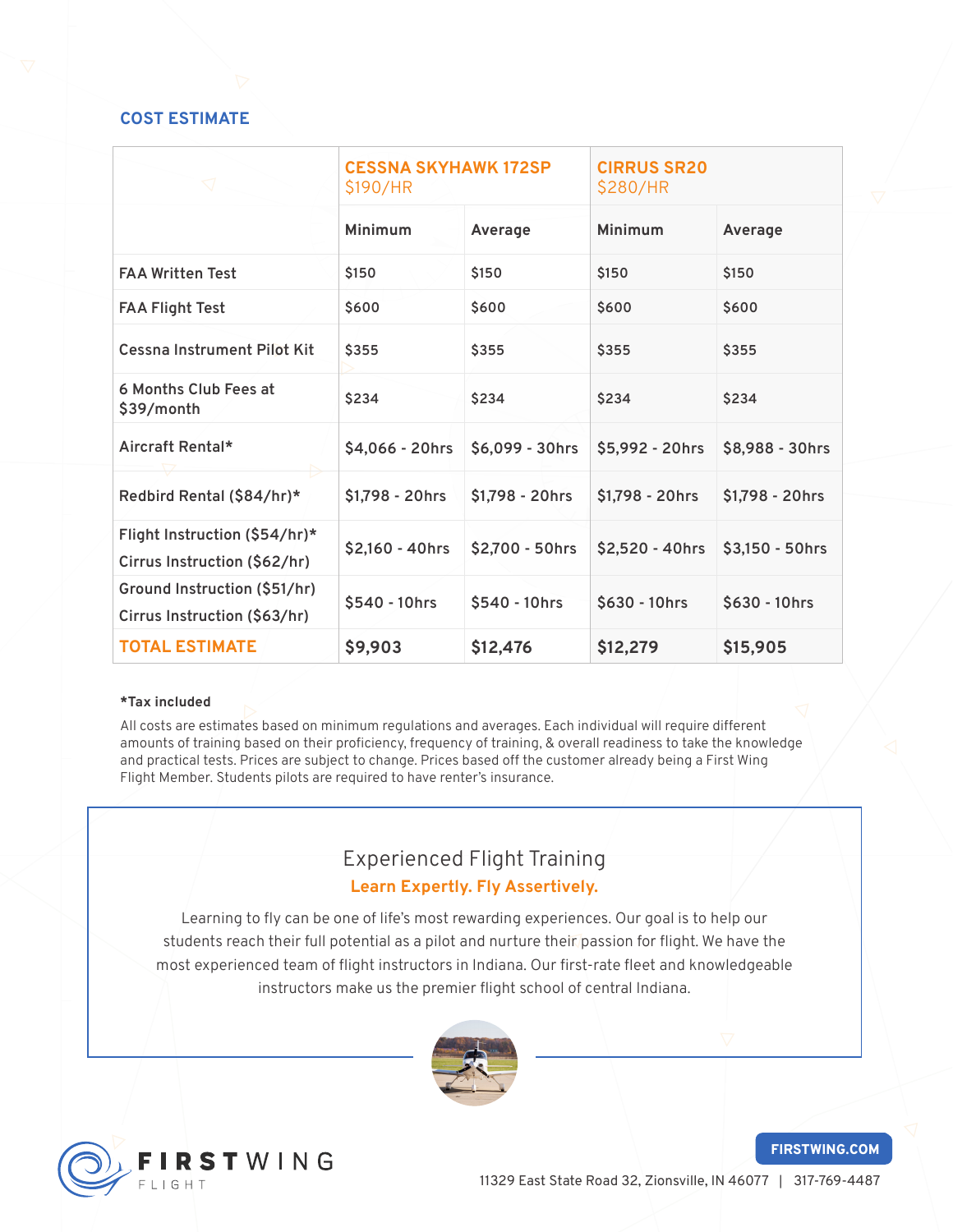## COST ESTIMATE

| | CESSNA SKYHAWK 172SP $190/HR | | CIRRUS SR20 $280/HR | |
|---|---|---|---|---|
| | Minimum | Average | Minimum | Average |
| FAA Written Test | $150 | $150 | $150 | $150 |
| FAA Flight Test | $600 | $600 | $600 | $600 |
| Cessna Instrument Pilot Kit | $355 | $355 | $355 | $355 |
| 6 Months Club Fees at $39/month | $234 | $234 | $234 | $234 |
| Aircraft Rental* | $4,066 - 20hrs | $6,099 - 30hrs | $5,992 - 20hrs | $8,988 - 30hrs |
| Redbird Rental ($84/hr)* | $1,798 - 20hrs | $1,798 - 20hrs | $1,798 - 20hrs | $1,798 - 20hrs |
| Flight Instruction ($54/hr)* Cirrus Instruction ($62/hr) | $2,160 - 40hrs | $2,700 - 50hrs | $2,520 - 40hrs | $3,150 - 50hrs |
| Ground Instruction ($51/hr) Cirrus Instruction ($63/hr) | $540 - 10hrs | $540 - 10hrs | $630 - 10hrs | $630 - 10hrs |
| **TOTAL ESTIMATE** | **$9,903** | **$12,476** | **$12,279** | **$15,905** |

***Tax included**

All costs are estimates based on minimum regulations and averages. Each individual will require different amounts of training based on their proficiency, frequency of training, & overall readiness to take the knowledge and practical tests. Prices are subject to change. Prices based off the customer already being a First Wing Flight Member. Students pilots are required to have renter's insurance.

## Experienced Flight Training

**Learn Expertly. Fly Assertively.**

Learning to fly can be one of life's most rewarding experiences. Our goal is to help our students reach their full potential as a pilot and nurture their passion for flight. We have the most experienced team of flight instructors in Indiana. Our first-rate fleet and knowledgeable instructors make us the premier flight school of central Indiana.

FIRSTWING FLIGHT

FIRSTWING.COM

11329 East State Road 32, Zionsville, IN 46077 | 317-769-4487